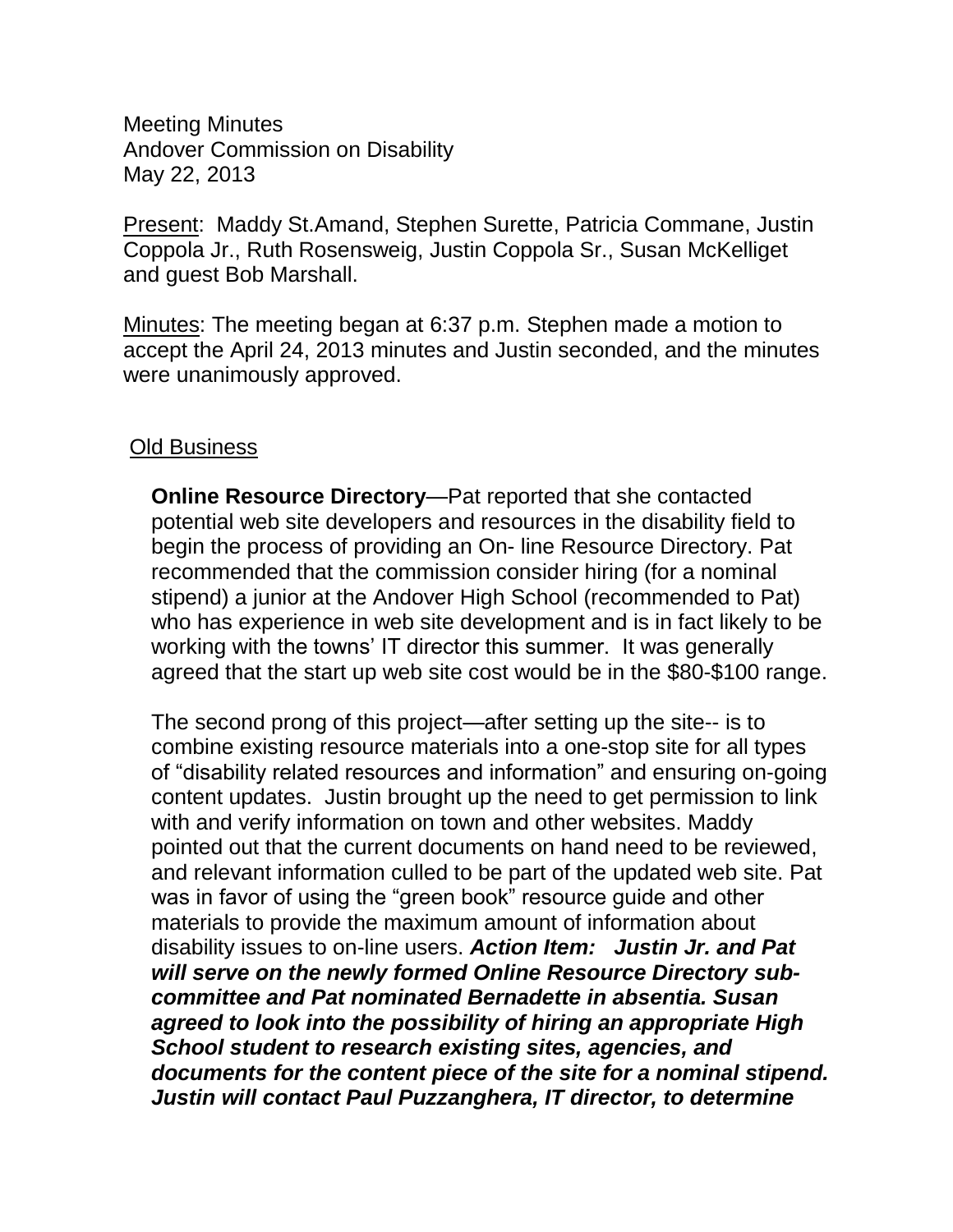Meeting Minutes
Andover Commission on Disability
May 22, 2013

<u>Present</u>: Maddy St.Amand, Stephen Surette, Patricia Commane, Justin Coppola Jr., Ruth Rosensweig, Justin Coppola Sr., Susan McKelliget and guest Bob Marshall.

<u>Minutes</u>: The meeting began at 6:37 p.m. Stephen made a motion to accept the April 24, 2013 minutes and Justin seconded, and the minutes were unanimously approved.

<u>Old Business</u>

**Online Resource Directory**—Pat reported that she contacted potential web site developers and resources in the disability field to begin the process of providing an On- line Resource Directory. Pat recommended that the commission consider hiring (for a nominal stipend) a junior at the Andover High School (recommended to Pat) who has experience in web site development and is in fact likely to be working with the towns' IT director this summer. It was generally agreed that the start up web site cost would be in the $80-$100 range.

The second prong of this project—after setting up the site-- is to combine existing resource materials into a one-stop site for all types of "disability related resources and information" and ensuring on-going content updates. Justin brought up the need to get permission to link with and verify information on town and other websites. Maddy pointed out that the current documents on hand need to be reviewed, and relevant information culled to be part of the updated web site. Pat was in favor of using the "green book" resource guide and other materials to provide the maximum amount of information about disability issues to on-line users. ***Action Item: Justin Jr. and Pat will serve on the newly formed Online Resource Directory sub-committee and Pat nominated Bernadette in absentia. Susan agreed to look into the possibility of hiring an appropriate High School student to research existing sites, agencies, and documents for the content piece of the site for a nominal stipend. Justin will contact Paul Puzzanghera, IT director, to determine***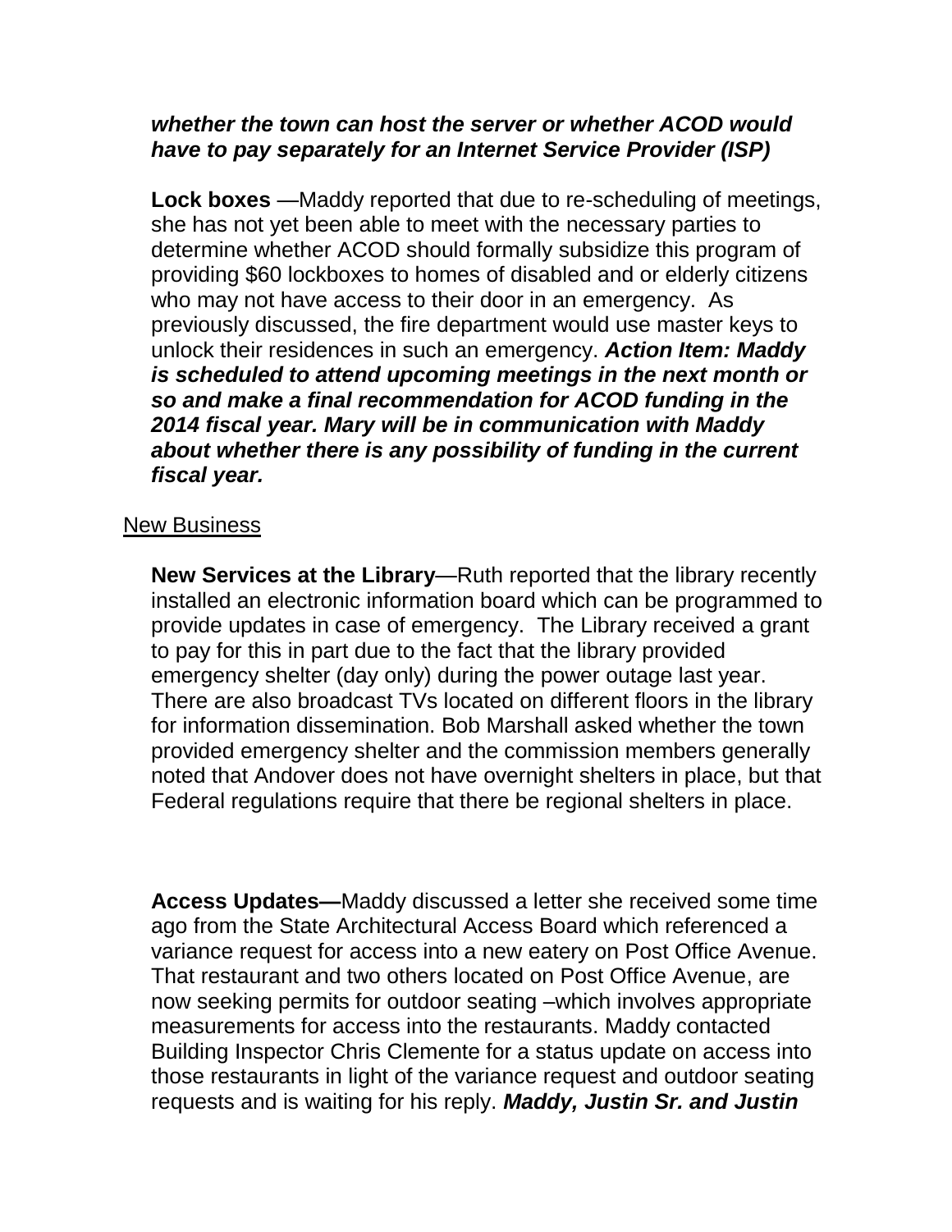***whether the town can host the server or whether ACOD would have to pay separately for an Internet Service Provider (ISP)***

**Lock boxes** —Maddy reported that due to re-scheduling of meetings, she has not yet been able to meet with the necessary parties to determine whether ACOD should formally subsidize this program of providing $60 lockboxes to homes of disabled and or elderly citizens who may not have access to their door in an emergency. As previously discussed, the fire department would use master keys to unlock their residences in such an emergency. ***Action Item: Maddy is scheduled to attend upcoming meetings in the next month or so and make a final recommendation for ACOD funding in the 2014 fiscal year. Mary will be in communication with Maddy about whether there is any possibility of funding in the current fiscal year.***

<u>New Business</u>

**New Services at the Library**—Ruth reported that the library recently installed an electronic information board which can be programmed to provide updates in case of emergency. The Library received a grant to pay for this in part due to the fact that the library provided emergency shelter (day only) during the power outage last year. There are also broadcast TVs located on different floors in the library for information dissemination. Bob Marshall asked whether the town provided emergency shelter and the commission members generally noted that Andover does not have overnight shelters in place, but that Federal regulations require that there be regional shelters in place.

**Access Updates—**Maddy discussed a letter she received some time ago from the State Architectural Access Board which referenced a variance request for access into a new eatery on Post Office Avenue. That restaurant and two others located on Post Office Avenue, are now seeking permits for outdoor seating –which involves appropriate measurements for access into the restaurants. Maddy contacted Building Inspector Chris Clemente for a status update on access into those restaurants in light of the variance request and outdoor seating requests and is waiting for his reply. ***Maddy, Justin Sr. and Justin***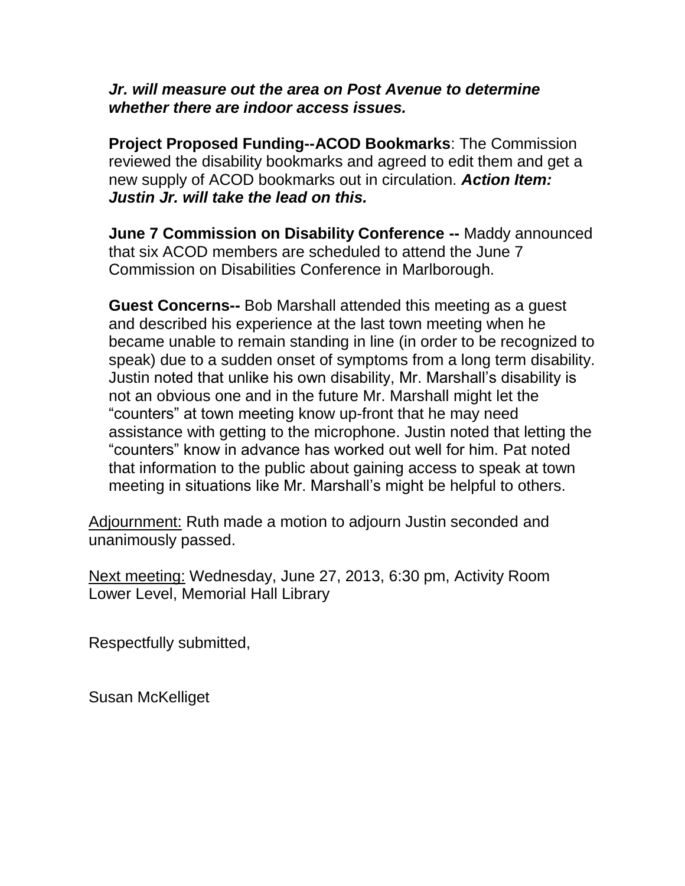***Jr. will measure out the area on Post Avenue to determine whether there are indoor access issues.***

**Project Proposed Funding--ACOD Bookmarks**: The Commission reviewed the disability bookmarks and agreed to edit them and get a new supply of ACOD bookmarks out in circulation. ***Action Item: Justin Jr. will take the lead on this.***

**June 7 Commission on Disability Conference --** Maddy announced that six ACOD members are scheduled to attend the June 7 Commission on Disabilities Conference in Marlborough.

**Guest Concerns--** Bob Marshall attended this meeting as a guest and described his experience at the last town meeting when he became unable to remain standing in line (in order to be recognized to speak) due to a sudden onset of symptoms from a long term disability. Justin noted that unlike his own disability, Mr. Marshall's disability is not an obvious one and in the future Mr. Marshall might let the "counters" at town meeting know up-front that he may need assistance with getting to the microphone. Justin noted that letting the "counters" know in advance has worked out well for him. Pat noted that information to the public about gaining access to speak at town meeting in situations like Mr. Marshall's might be helpful to others.

<u>Adjournment:</u> Ruth made a motion to adjourn Justin seconded and unanimously passed.

<u>Next meeting:</u> Wednesday, June 27, 2013, 6:30 pm, Activity Room Lower Level, Memorial Hall Library

Respectfully submitted,

Susan McKelliget